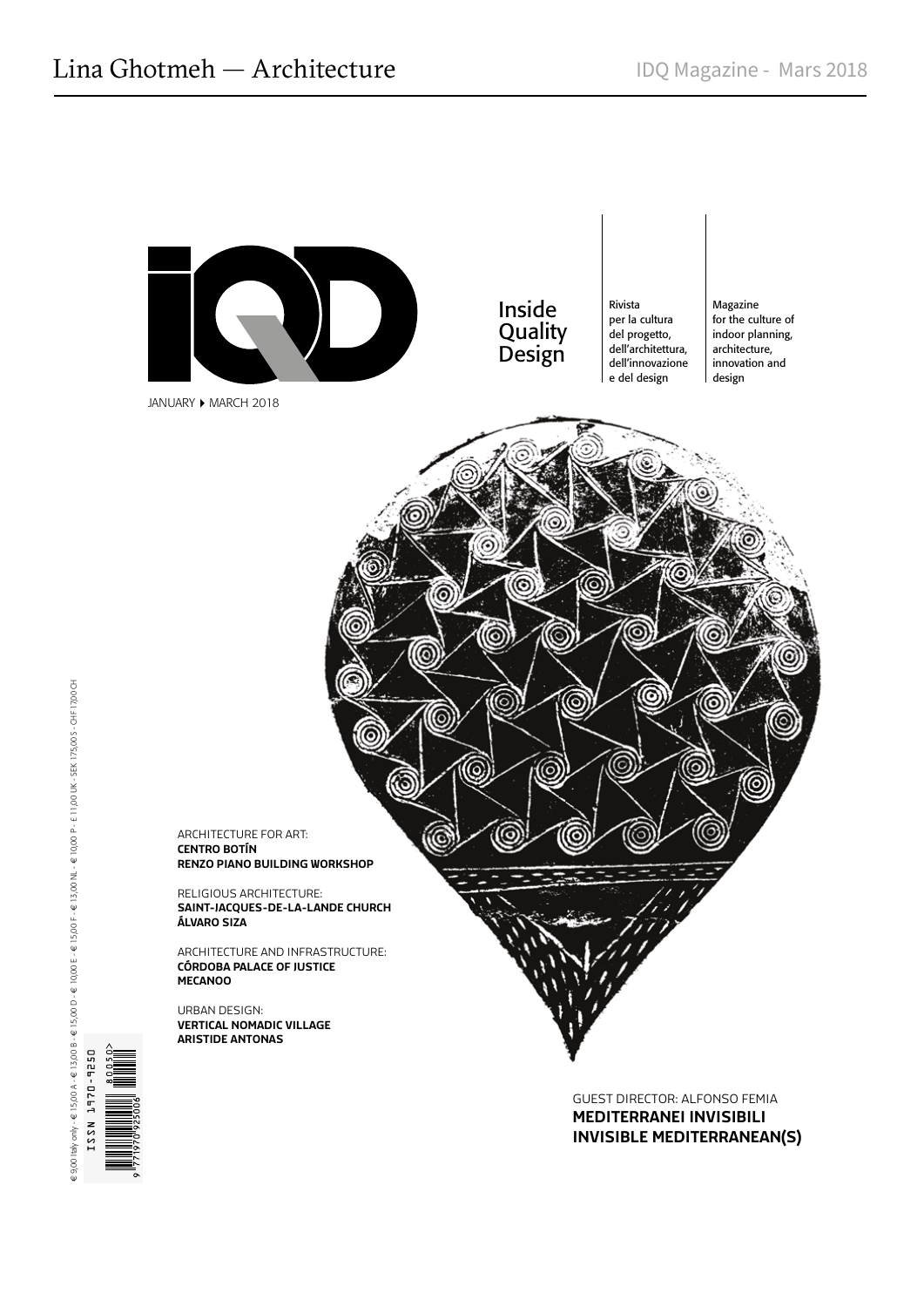# Lina Ghotmeh — Architecture

IDQ Magazine - Mars 2018

# iQD

Inside Quality Design

Rivista per la cultura del progetto, dell'architettura, dell'innovazione e del design

Magazine for the culture of indoor planning, architecture, innovation and design

JANUARY ▸ MARCH 2018

ARCHITECTURE FOR ART:
**CENTRO BOTÍN**
**RENZO PIANO BUILDING WORKSHOP**

RELIGIOUS ARCHITECTURE:
**SAINT-JACQUES-DE-LA-LANDE CHURCH**
**ÁLVARO SIZA**

ARCHITECTURE AND INFRASTRUCTURE:
**CÓRDOBA PALACE OF JUSTICE**
**MECANOO**

URBAN DESIGN:
**VERTICAL NOMADIC VILLAGE**
**ARISTIDE ANTONAS**

GUEST DIRECTOR: ALFONSO FEMIA
**MEDITERRANEI INVISIBILI**
**INVISIBLE MEDITERRANEAN(S)**

€ 9,00 Italy only - € 15,00 A - € 13,00 B - € 15,00 D - € 10,00 E - € 15,00 F - € 13,00 NL - € 10,00 P - £ 11,00 UK - SEK 175,00 S - CHF 17,00 CH

ISSN 1970-9250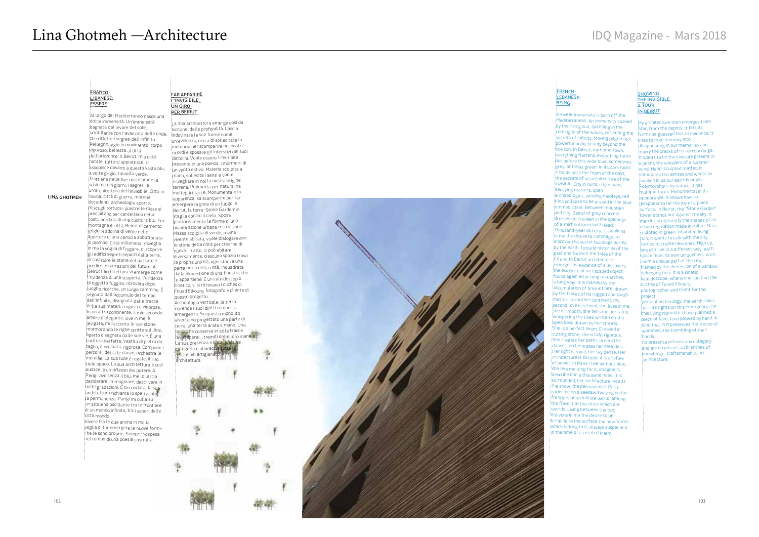# Lina Ghotmeh —Architecture

LINA GHOTMEH

### FRANCO-LIBANESE: ESSERE

Al largo del Mediterraneo nasce una dolce immensità. Un'immensità bagnata dal levare del sole, scintillante con l'avanzata delle onde, che riflette i segreti dell'infinito. Pellegrinaggio in movimento, corpo vigoroso, bellezza al di là dell'orizzonte. A Beirut, mia città natale, tutto si appiattisce, si assopisce davanti a questo vasto blu, a volte grigio, talvolta verde. Trattiene nelle sue rocce brune la schiuma dei giorni, i segreti di un'architettura dell'invisibile. Città in rovina, città di guerra, materie decadenti, archeologie aperte, miscugli tortuosi, piastrelle rosse si precipitano per cancellarsi nella costa bordata di una cucitura blu. Fra montagna e città, Beirut di cemento grigio si adorna di verde nelle aperture di una camicia abbottonata di piombo. Città millenaria, risveglia in me la voglia di frugare, di scoprire gli edifici segreti sepolti dalla terra, di costruire le storie del passato e predire le narrazioni del futuro. A Beirut l'architettura vi emerge come l'evidenza di una scoperta, l'evidenza di oggetto fuggito, ritrovato dopo lunghe ricerche, un lungo cammino. È segnata dall'accumulo del tempo dell'infinito, disegnata dalle tracce della sua materia rugosa e vigorosa. In un altro continente, il mio secondo amore è elegante, vive in me, è levigata, mi racconta le sue storie mormorando le righe scritte sul libro aperto disegnato dalle sue vie. È una cucitura perfetta. Vestita di pietra da taglio, è ordinata, rigorosa. Compone i percorsi, detta le danze, orchestra le melodie. La sua luce è regale, il suo cielo opaco. La sua architettura è così audace; è un riflesso del potere. A Parigi vivo senza il blu, me lo lascia desiderare, immaginare, descrivere in mille gradazioni. È circondata, la sua architettura richiama lo spettacolo, la permanenza. Parigi mi culla su un'altalena oscillante tra le frontiere di un mondo infinito, tra i sapori delle città mondo.
Vivere fra le due anima in me la voglia di far emergere le nuove forme che le sono proprie. Sempre sospesa nel tempo di una poesia costruita.

### FAR APPARIRE L'INVISIBILE: UN GIRO PER BEIRUT

La mia architettura emerge così da lontano, dalle profondità. Lascia indovinare le sue forme come un'evidenza, cerca di sollecitare la memoria per scomparire nei nostri ricordi e sposare gli interstizi dei suoi dintorni. Vuole essere l'invisibile presente in una poesia, i mormorii di un vento estivo. Materia scolpita a mano, sollecita i sensi e vuole risvegliare in noi la nostra origine terrena. Polimorfa per natura, ha molteplici facce. Monumentale in apparenza, sa scomparire per far emergere la gioia di un luogo. A Beirut, la torre "Stone Garden" si staglia contro il cielo. Sposa scultoreamente le forme di una pianificazione urbana resa visibile. Massa scolpita di verde, rovina vivente abitata, vuole dialogare con le storie della città per crearne di nuove. In alto, si può abitare diversamente, ciascuno spazio trova la propria unicità, ogni stanza una parte unica della città, inquadrata dalla dimensione di una finestra che le appartiene. È un caleidoscopio cinetico, vi si ritrovano i cliché di Fouad Elkoury, fotografo e cliente di questo progetto.
Archeologia verticale, la terra riprende i suoi diritti su questa emergenza. Su questo monolito vivente ho progettato una parte di terra, una terra arata a mano. Una terra che conserva in sé le tracce degli operai, i tremiti delle loro mani.
La sua presenza rifiuta qualsiasi categoria e abbraccia tutte le discipline: artigianato, arte, architettura.

### FRENCH-LEBANESE: BEING

A sweet immensity is born off the Mediterranean. An immensity soaked by the rising sun, sparkling in the coming in of the waves, reflecting the secrets of infinity. Moving pilgrimage, powerful body, beauty beyond the horizon. In Beirut, my home town, everything flattens, everything fades out before this wide blue, sometimes grey, at times green. In its dark rocks it holds back the foam of the days, the secrets of an architecture of the invisible. City in ruins, city of war, decaying matters, open archaeologies, winding medleys, red tiles collapse to be erased in the blue rimmed coast. Between mountain and city, Beirut of grey concrete dresses up in green in the openings of a shirt buttoned with lead. Thousand-year old city, it awakens in me the desire to rummage, to discover the secret buildings buried by the earth, to build histories of the past and foretell the tales of the future. In Beirut architecture emerges as evidence of a discovery, the evidence of an escaped object, found again after long researches, a long way. It is marked by the accumulation of time infinite, drawn by the traces of its rugged and tough matter. In another continent, my second love is refined, she lives in me, she is smooth, she tells me her tales whispering the lines written on the open book drawn by her streets. She is a perfect seam. Dressed in cutting stone, she is tidy, rigorous. She creates her paths, orders the dances, orchestrates her melodies. Her light is royal, her sky dense. Her architecture is so bold; it is a reflex of power. In Paris I live without blue, she lets me long for it, imagine it, describe it in a thousand hues. It is surrounded, her architecture recalls the show, the permanence. Paris rocks me on a seesaw swaying on the frontiers of an infinite world, among the flavors of the cities which are worlds. Living between the two enlivens in me the desire to of bringing to the surface the new forms which belong to it. Always suspended in the time of a created poem.

### SHOWING THE INVISIBLE: A TOUR IN BEIRUT

My architecture then emerges from afar, from the depths. It lets its forms be guessed like an evidence, it tries to urge memory into disappearing in our memories and marry the cracks of its surroundings. It wants to be the invisible present in a poem, the whispers of a summer wind. Hand-sculpted matter, it stimulates the senses and wants to awaken in us our earthly origin. Polymorphous by nature, it has multiple faces. Monumental in its appearance, it knows how to disappear to let the joy of a place surface. In Beirut, the "Stone Garden" tower stands out against the sky. It marries sculpturally the shapes of an urban regulation made invisible. Mass sculpted in green, inhabited living ruin, it wants to talk with the city stories to create new ones. High up, one can live in a different way, each space finds its own uniqueness, each room a unique part of the city, framed by the dimension of a window belonging to it. It is a kinetic kaleidoscope, where one can find the clichés of Fouad Elkoury, photographer and client for this project.
Vertical archeology, the earth takes back its rights on this emergency. On this living monolith I have planned a piece of land, land plowed by hand. A land that in it preserves the traces of workmen, the trembling of their hands.
Its presence refuses any category and encompasses all branches of knowledge: craftsmanship, art, architecture.